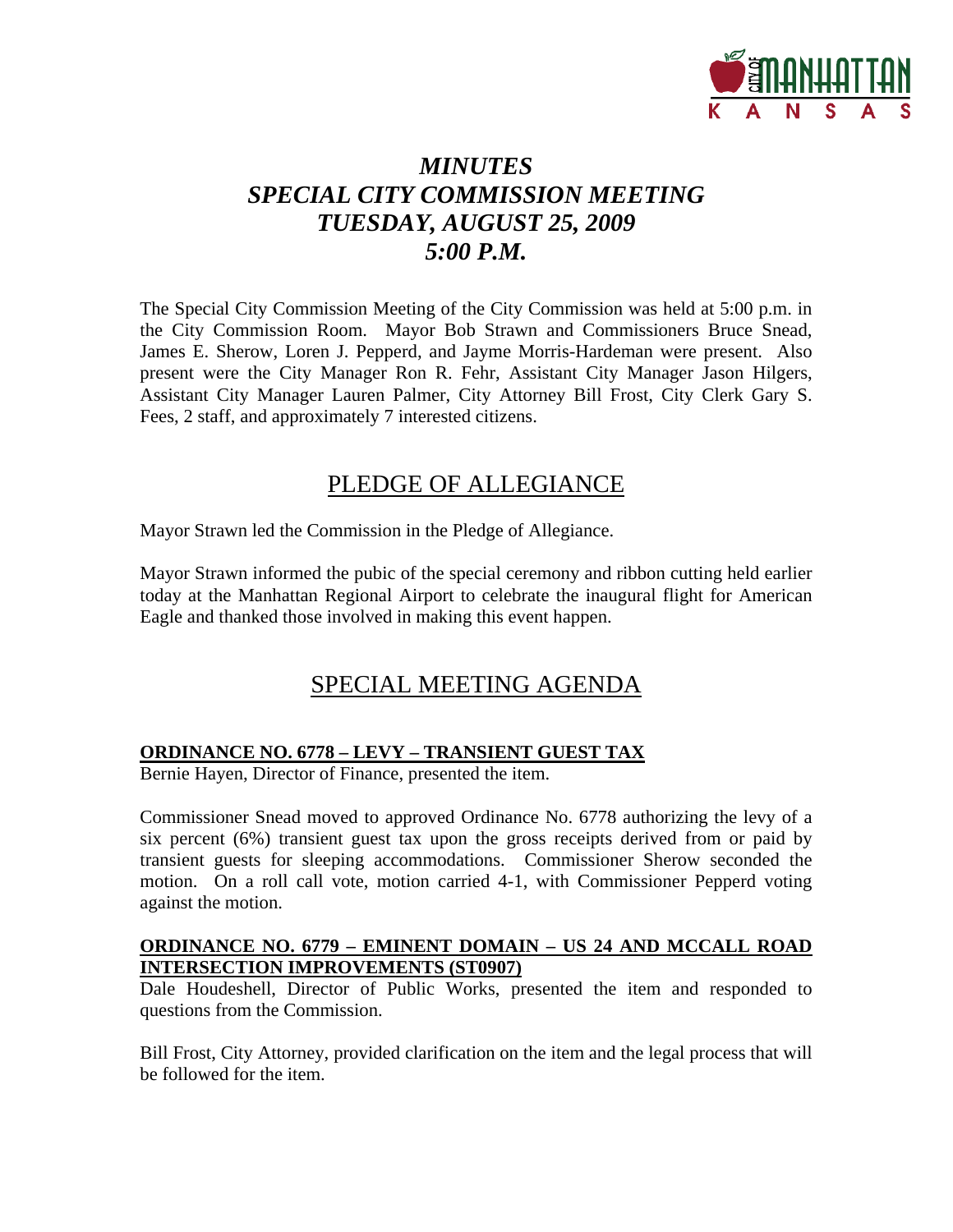# *MINUTES*
# *SPECIAL CITY COMMISSION MEETING*
# *TUESDAY, AUGUST 25, 2009*
# *5:00 P.M.*

The Special City Commission Meeting of the City Commission was held at 5:00 p.m. in the City Commission Room. Mayor Bob Strawn and Commissioners Bruce Snead, James E. Sherow, Loren J. Pepperd, and Jayme Morris-Hardeman were present. Also present were the City Manager Ron R. Fehr, Assistant City Manager Jason Hilgers, Assistant City Manager Lauren Palmer, City Attorney Bill Frost, City Clerk Gary S. Fees, 2 staff, and approximately 7 interested citizens.

## PLEDGE OF ALLEGIANCE

Mayor Strawn led the Commission in the Pledge of Allegiance.

Mayor Strawn informed the pubic of the special ceremony and ribbon cutting held earlier today at the Manhattan Regional Airport to celebrate the inaugural flight for American Eagle and thanked those involved in making this event happen.

## SPECIAL MEETING AGENDA

**ORDINANCE NO. 6778 – LEVY – TRANSIENT GUEST TAX**

Bernie Hayen, Director of Finance, presented the item.

Commissioner Snead moved to approved Ordinance No. 6778 authorizing the levy of a six percent (6%) transient guest tax upon the gross receipts derived from or paid by transient guests for sleeping accommodations. Commissioner Sherow seconded the motion. On a roll call vote, motion carried 4-1, with Commissioner Pepperd voting against the motion.

**ORDINANCE NO. 6779 – EMINENT DOMAIN – US 24 AND MCCALL ROAD INTERSECTION IMPROVEMENTS (ST0907)**

Dale Houdeshell, Director of Public Works, presented the item and responded to questions from the Commission.

Bill Frost, City Attorney, provided clarification on the item and the legal process that will be followed for the item.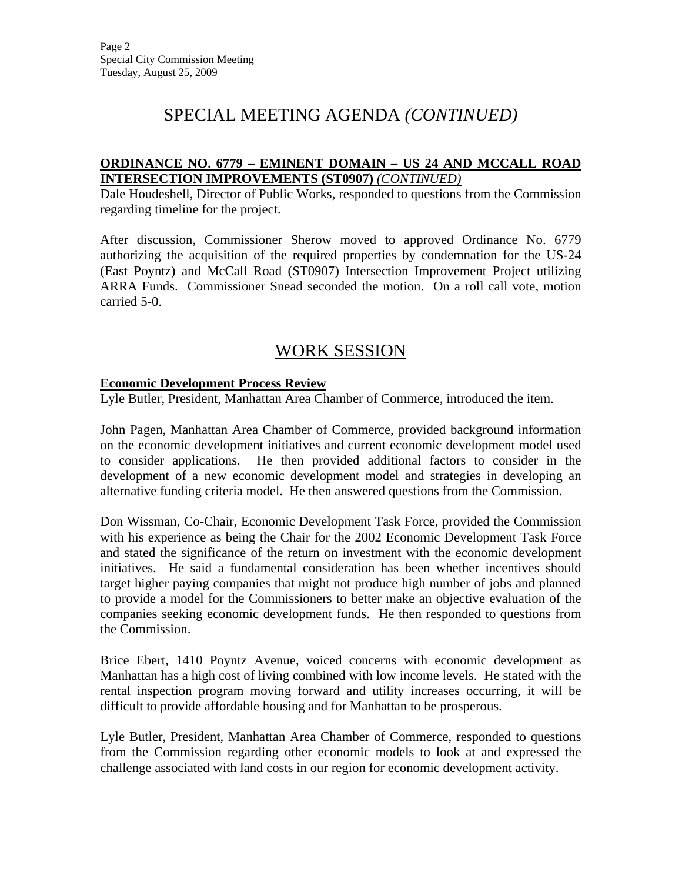# SPECIAL MEETING AGENDA *(CONTINUED)*

**ORDINANCE NO. 6779 – EMINENT DOMAIN – US 24 AND MCCALL ROAD INTERSECTION IMPROVEMENTS (ST0907)** ***(CONTINUED)***

Dale Houdeshell, Director of Public Works, responded to questions from the Commission regarding timeline for the project.

After discussion, Commissioner Sherow moved to approved Ordinance No. 6779 authorizing the acquisition of the required properties by condemnation for the US-24 (East Poyntz) and McCall Road (ST0907) Intersection Improvement Project utilizing ARRA Funds. Commissioner Snead seconded the motion. On a roll call vote, motion carried 5-0.

# WORK SESSION

**Economic Development Process Review**

Lyle Butler, President, Manhattan Area Chamber of Commerce, introduced the item.

John Pagen, Manhattan Area Chamber of Commerce, provided background information on the economic development initiatives and current economic development model used to consider applications. He then provided additional factors to consider in the development of a new economic development model and strategies in developing an alternative funding criteria model. He then answered questions from the Commission.

Don Wissman, Co-Chair, Economic Development Task Force, provided the Commission with his experience as being the Chair for the 2002 Economic Development Task Force and stated the significance of the return on investment with the economic development initiatives. He said a fundamental consideration has been whether incentives should target higher paying companies that might not produce high number of jobs and planned to provide a model for the Commissioners to better make an objective evaluation of the companies seeking economic development funds. He then responded to questions from the Commission.

Brice Ebert, 1410 Poyntz Avenue, voiced concerns with economic development as Manhattan has a high cost of living combined with low income levels. He stated with the rental inspection program moving forward and utility increases occurring, it will be difficult to provide affordable housing and for Manhattan to be prosperous.

Lyle Butler, President, Manhattan Area Chamber of Commerce, responded to questions from the Commission regarding other economic models to look at and expressed the challenge associated with land costs in our region for economic development activity.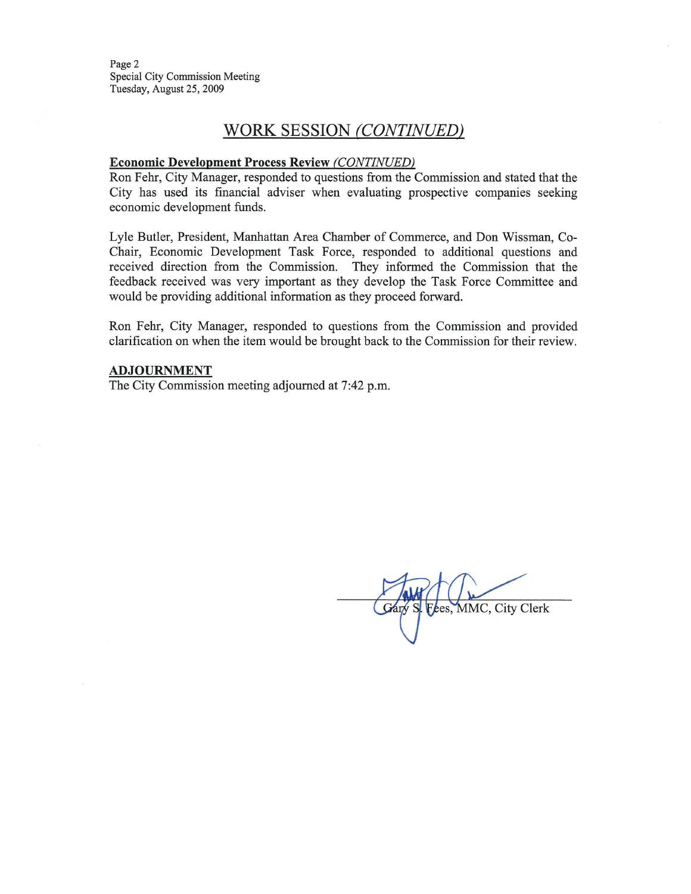## WORK SESSION *(CONTINUED)*

**Economic Development Process Review** *(CONTINUED)*

Ron Fehr, City Manager, responded to questions from the Commission and stated that the City has used its financial adviser when evaluating prospective companies seeking economic development funds.

Lyle Butler, President, Manhattan Area Chamber of Commerce, and Don Wissman, Co-Chair, Economic Development Task Force, responded to additional questions and received direction from the Commission. They informed the Commission that the feedback received was very important as they develop the Task Force Committee and would be providing additional information as they proceed forward.

Ron Fehr, City Manager, responded to questions from the Commission and provided clarification on when the item would be brought back to the Commission for their review.

**ADJOURNMENT**

The City Commission meeting adjourned at 7:42 p.m.

Gary S. Fees, MMC, City Clerk